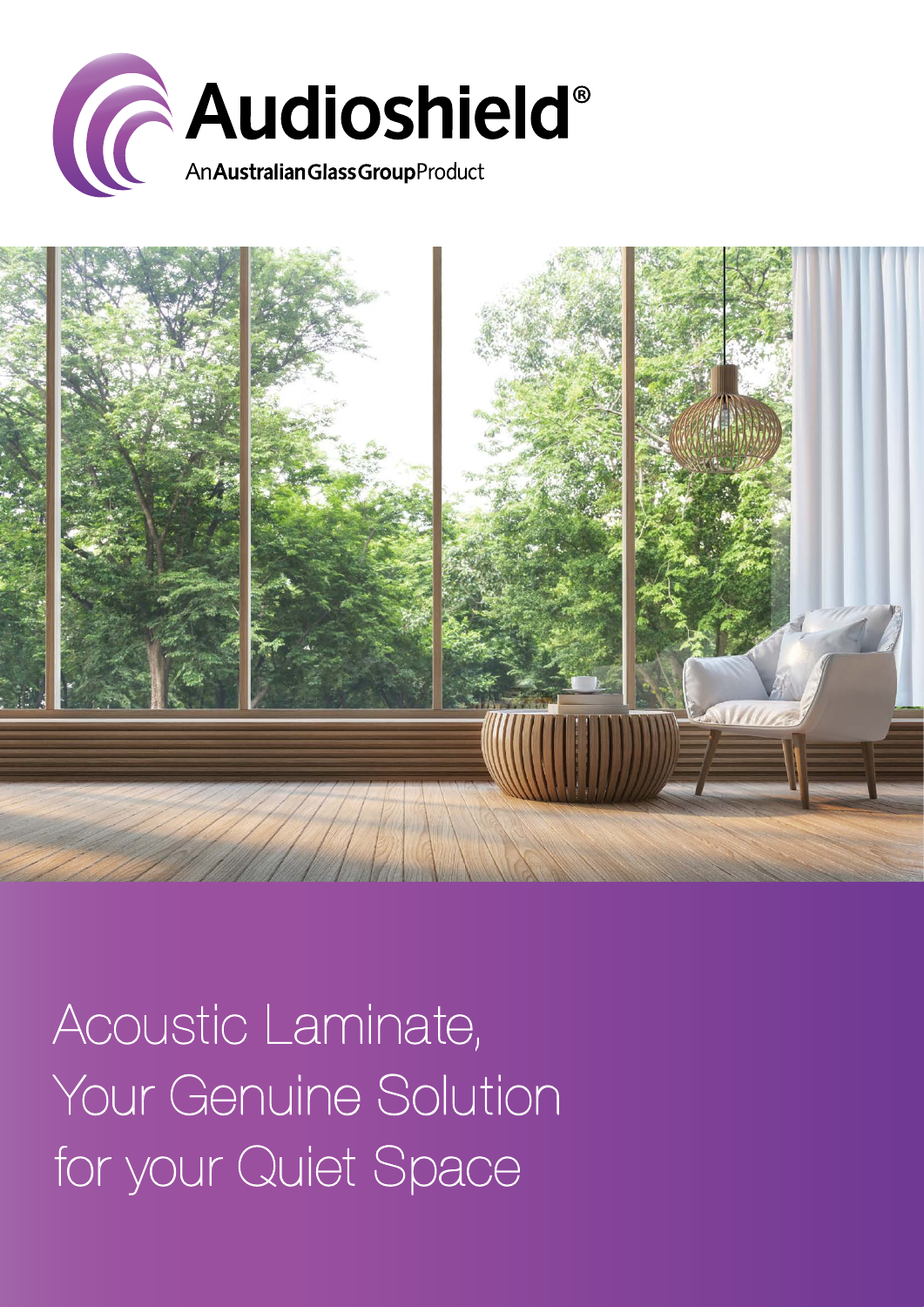# Audioshield®

An Australian Glass Group Product

# Acoustic Laminate, Your Genuine Solution for your Quiet Space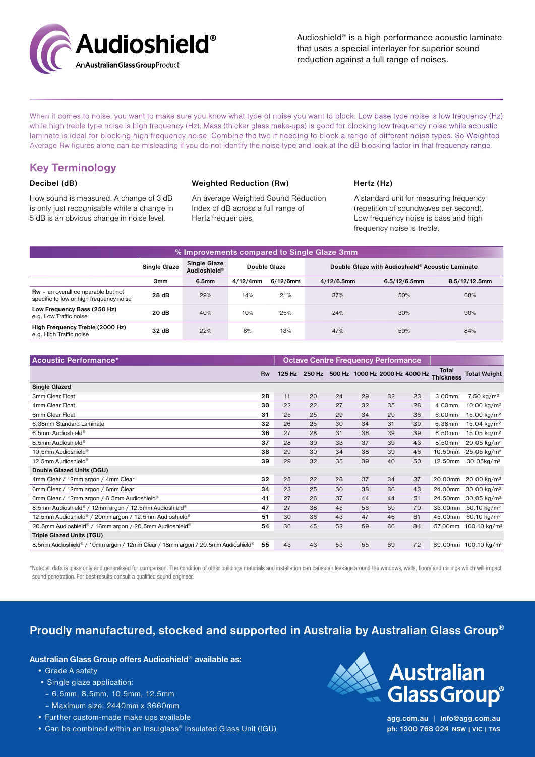# Audioshield®

An Australian Glass Group Product

Audioshield® is a high performance acoustic laminate that uses a special interlayer for superior sound reduction against a full range of noises.

When it comes to noise, you want to make sure you know what type of noise you want to block. Low base type noise is low frequency (Hz) while high treble type noise is high frequency (Hz). Mass (thicker glass make-ups) is good for blocking low frequency noise while acoustic laminate is ideal for blocking high frequency noise. Combine the two if needing to block a range of different noise types. So Weighted Average Rw figures alone can be misleading if you do not identify the noise type and look at the dB blocking factor in that frequency range.

## Key Terminology

### Decibel (dB)

How sound is measured. A change of 3 dB is only just recognisable while a change in 5 dB is an obvious change in noise level.

### Weighted Reduction (Rw)

An average Weighted Sound Reduction Index of dB across a full range of Hertz frequencies.

### Hertz (Hz)

A standard unit for measuring frequency (repetition of soundwaves per second). Low frequency noise is bass and high frequency noise is treble.

| % Improvements compared to Single Glaze 3mm | | | | | | | |
|---|---|---|---|---|---|---|---|
| | Single Glaze | Single Glaze Audioshield® | Double Glaze | | Double Glaze with Audioshield® Acoustic Laminate | | |
| | 3mm | 6.5mm | 4/12/4mm | 6/12/6mm | 4/12/6.5mm | 6.5/12/6.5mm | 8.5/12/12.5mm |
| **Rw** – an overall comparable but not specific to low or high frequency noise | 28 dB | 29% | 14% | 21% | 37% | 50% | 68% |
| **Low Frequency Bass (250 Hz)** e.g. Low Traffic noise | 20 dB | 40% | 10% | 25% | 24% | 30% | 90% |
| **High Frequency Treble (2000 Hz)** e.g. High Traffic noise | 32 dB | 22% | 6% | 13% | 47% | 59% | 84% |

| Acoustic Performance* | | Octave Centre Frequency Performance | | | | | | | |
|---|---|---|---|---|---|---|---|---|---|
| | Rw | 125 Hz | 250 Hz | 500 Hz | 1000 Hz | 2000 Hz | 4000 Hz | Total Thickness | Total Weight |
| **Single Glazed** | | | | | | | | | |
| 3mm Clear Float | 28 | 11 | 20 | 24 | 29 | 32 | 23 | 3.00mm | 7.50 kg/m² |
| 4mm Clear Float | 30 | 22 | 22 | 27 | 32 | 35 | 28 | 4.00mm | 10.00 kg/m² |
| 6mm Clear Float | 31 | 25 | 25 | 29 | 34 | 29 | 36 | 6.00mm | 15.00 kg/m² |
| 6.38mm Standard Laminate | 32 | 26 | 25 | 30 | 34 | 31 | 39 | 6.38mm | 15.04 kg/m² |
| 6.5mm Audioshield® | 36 | 27 | 28 | 31 | 36 | 39 | 39 | 6.50mm | 15.05 kg/m² |
| 8.5mm Audioshield® | 37 | 28 | 30 | 33 | 37 | 39 | 43 | 8.50mm | 20.05 kg/m² |
| 10.5mm Audioshield® | 38 | 29 | 30 | 34 | 38 | 39 | 46 | 10.50mm | 25.05 kg/m² |
| 12.5mm Audioshield® | 39 | 29 | 32 | 35 | 39 | 40 | 50 | 12.50mm | 30.05kg/m² |
| **Double Glazed Units (DGU)** | | | | | | | | | |
| 4mm Clear / 12mm argon / 4mm Clear | 32 | 25 | 22 | 28 | 37 | 34 | 37 | 20.00mm | 20.00 kg/m² |
| 6mm Clear / 12mm argon / 6mm Clear | 34 | 23 | 25 | 30 | 38 | 36 | 43 | 24.00mm | 30.00 kg/m² |
| 6mm Clear / 12mm argon / 6.5mm Audioshield® | 41 | 27 | 26 | 37 | 44 | 44 | 51 | 24.50mm | 30.05 kg/m² |
| 8.5mm Audioshield® / 12mm argon / 12.5mm Audioshield® | 47 | 27 | 38 | 45 | 56 | 59 | 70 | 33.00mm | 50.10 kg/m² |
| 12.5mm Audioshield® / 20mm argon / 12.5mm Audioshield® | 51 | 30 | 36 | 43 | 47 | 46 | 61 | 45.00mm | 60.10 kg/m² |
| 20.5mm Audioshield® / 16mm argon / 20.5mm Audioshield® | 54 | 36 | 45 | 52 | 59 | 66 | 84 | 57.00mm | 100.10 kg/m² |
| **Triple Glazed Units (TGU)** | | | | | | | | | |
| 8.5mm Audioshield® / 10mm argon / 12mm Clear / 18mm argon / 20.5mm Audioshield® | 55 | 43 | 43 | 53 | 55 | 69 | 72 | 69.00mm | 100.10 kg/m² |

*Note: all data is glass only and generalised for comparison. The condition of other buildings materials and installation can cause air leakage around the windows, walls, floors and ceilings which will impact sound penetration. For best results consult a qualified sound engineer.

## Proudly manufactured, stocked and supported in Australia by Australian Glass Group®

**Australian Glass Group offers Audioshield® available as:**

- Grade A safety
- Single glaze application:
  - 6.5mm, 8.5mm, 10.5mm, 12.5mm
  - Maximum size: 2440mm x 3660mm
- Further custom-made make ups available
- Can be combined within an Insulglass® Insulated Glass Unit (IGU)

Australian Glass Group®

agg.com.au | info@agg.com.au

ph: 1300 768 024 NSW | VIC | TAS